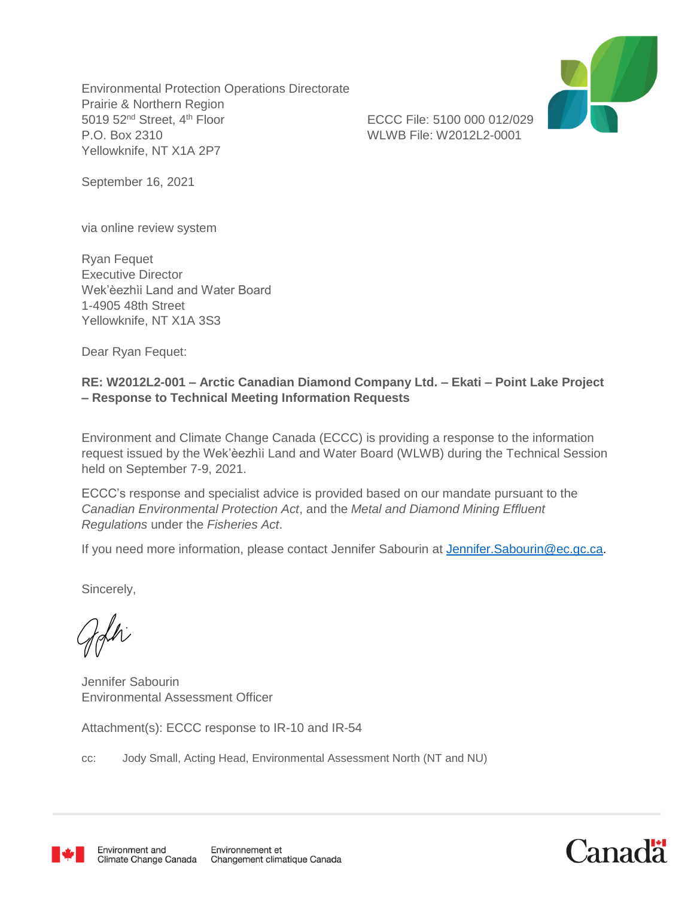Environmental Protection Operations Directorate
Prairie & Northern Region
5019 52nd Street, 4th Floor
P.O. Box 2310
Yellowknife, NT X1A 2P7

ECCC File: 5100 000 012/029
WLWB File: W2012L2-0001

September 16, 2021

via online review system

Ryan Fequet
Executive Director
Wek'èezhìi Land and Water Board
1-4905 48th Street
Yellowknife, NT X1A 3S3

Dear Ryan Fequet:

**RE: W2012L2-001 – Arctic Canadian Diamond Company Ltd. – Ekati – Point Lake Project – Response to Technical Meeting Information Requests**

Environment and Climate Change Canada (ECCC) is providing a response to the information request issued by the Wek'èezhìi Land and Water Board (WLWB) during the Technical Session held on September 7-9, 2021.

ECCC's response and specialist advice is provided based on our mandate pursuant to the *Canadian Environmental Protection Act*, and the *Metal and Diamond Mining Effluent Regulations* under the *Fisheries Act*.

If you need more information, please contact Jennifer Sabourin at [Jennifer.Sabourin@ec.gc.ca](mailto:Jennifer.Sabourin@ec.gc.ca).

Sincerely,

Jennifer Sabourin
Environmental Assessment Officer

Attachment(s): ECCC response to IR-10 and IR-54

cc: Jody Small, Acting Head, Environmental Assessment North (NT and NU)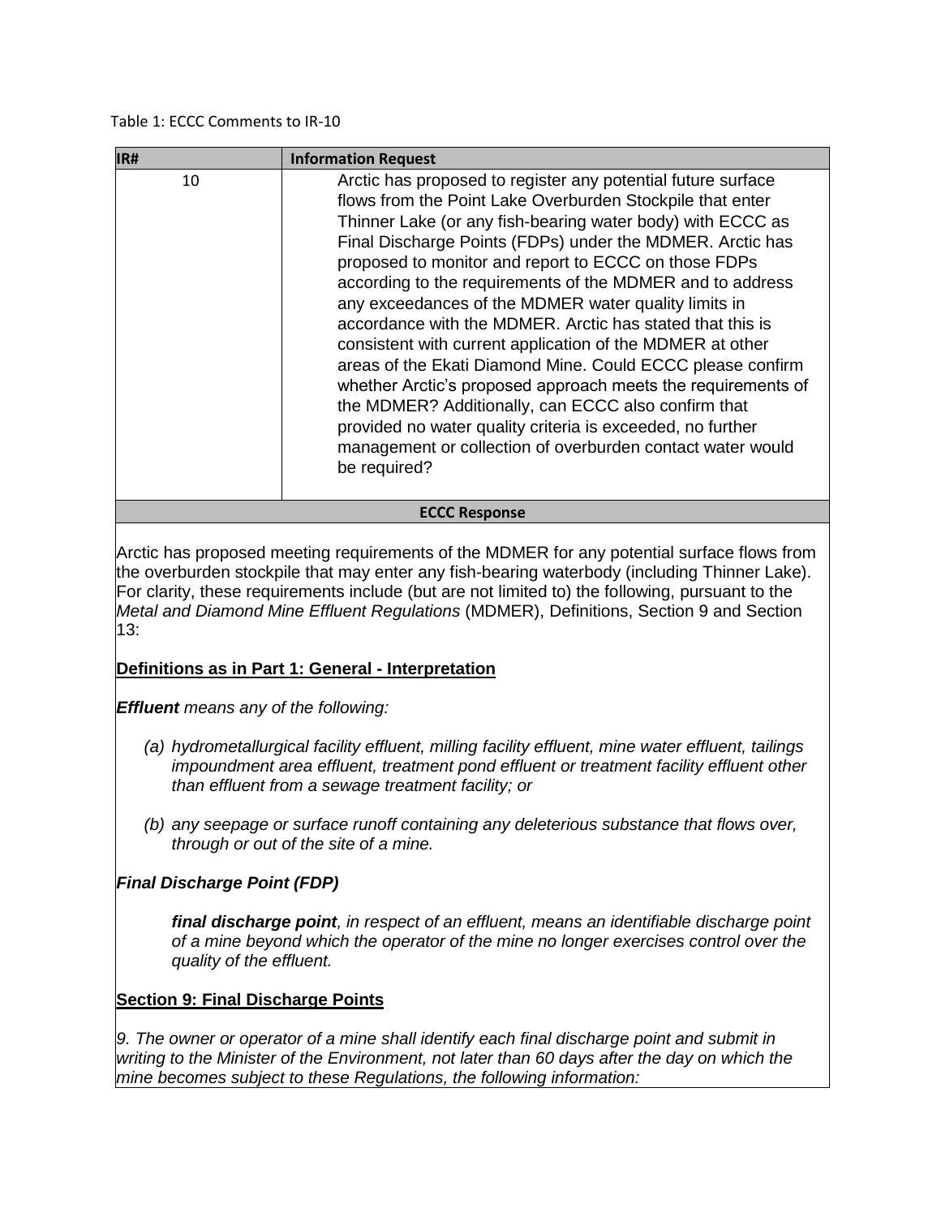Table 1: ECCC Comments to IR-10

| IR# | Information Request |
|---|---|
| 10 | Arctic has proposed to register any potential future surface flows from the Point Lake Overburden Stockpile that enter Thinner Lake (or any fish-bearing water body) with ECCC as Final Discharge Points (FDPs) under the MDMER. Arctic has proposed to monitor and report to ECCC on those FDPs according to the requirements of the MDMER and to address any exceedances of the MDMER water quality limits in accordance with the MDMER. Arctic has stated that this is consistent with current application of the MDMER at other areas of the Ekati Diamond Mine. Could ECCC please confirm whether Arctic's proposed approach meets the requirements of the MDMER? Additionally, can ECCC also confirm that provided no water quality criteria is exceeded, no further management or collection of overburden contact water would be required? |

**ECCC Response**

Arctic has proposed meeting requirements of the MDMER for any potential surface flows from the overburden stockpile that may enter any fish-bearing waterbody (including Thinner Lake). For clarity, these requirements include (but are not limited to) the following, pursuant to the *Metal and Diamond Mine Effluent Regulations* (MDMER), Definitions, Section 9 and Section 13:

**Definitions as in Part 1: General - Interpretation**

***Effluent*** *means any of the following:*

- *(a) hydrometallurgical facility effluent, milling facility effluent, mine water effluent, tailings impoundment area effluent, treatment pond effluent or treatment facility effluent other than effluent from a sewage treatment facility; or*
- *(b) any seepage or surface runoff containing any deleterious substance that flows over, through or out of the site of a mine.*

***Final Discharge Point (FDP)***

***final discharge point****, in respect of an effluent, means an identifiable discharge point of a mine beyond which the operator of the mine no longer exercises control over the quality of the effluent.*

**Section 9: Final Discharge Points**

*9. The owner or operator of a mine shall identify each final discharge point and submit in writing to the Minister of the Environment, not later than 60 days after the day on which the mine becomes subject to these Regulations, the following information:*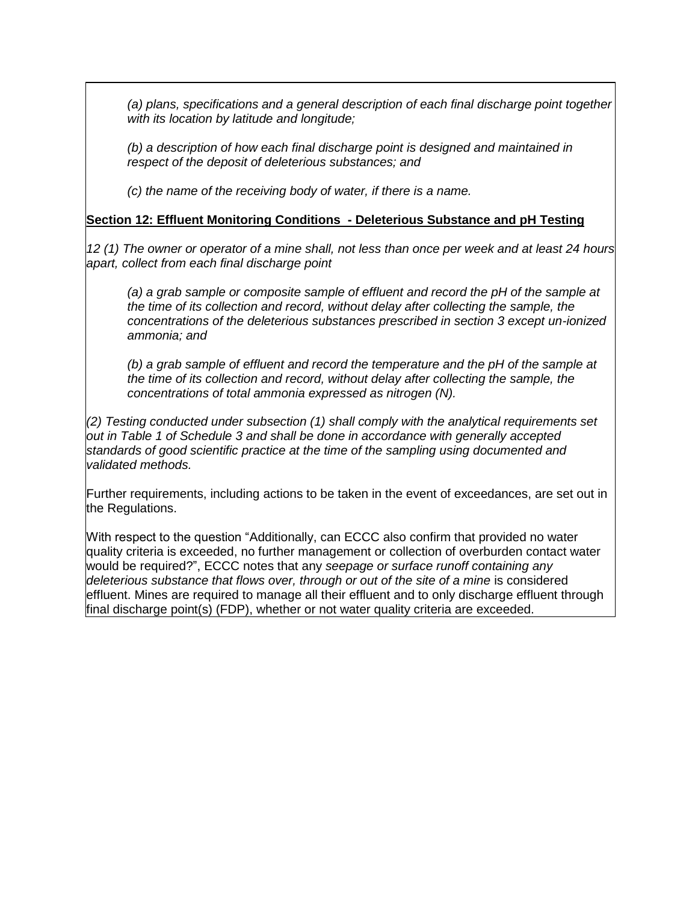*(a) plans, specifications and a general description of each final discharge point together with its location by latitude and longitude;*

*(b) a description of how each final discharge point is designed and maintained in respect of the deposit of deleterious substances; and*

*(c) the name of the receiving body of water, if there is a name.*

**Section 12: Effluent Monitoring Conditions - Deleterious Substance and pH Testing**

*12 (1) The owner or operator of a mine shall, not less than once per week and at least 24 hours apart, collect from each final discharge point*

*(a) a grab sample or composite sample of effluent and record the pH of the sample at the time of its collection and record, without delay after collecting the sample, the concentrations of the deleterious substances prescribed in section 3 except un-ionized ammonia; and*

*(b) a grab sample of effluent and record the temperature and the pH of the sample at the time of its collection and record, without delay after collecting the sample, the concentrations of total ammonia expressed as nitrogen (N).*

*(2) Testing conducted under subsection (1) shall comply with the analytical requirements set out in Table 1 of Schedule 3 and shall be done in accordance with generally accepted standards of good scientific practice at the time of the sampling using documented and validated methods.*

Further requirements, including actions to be taken in the event of exceedances, are set out in the Regulations.

With respect to the question "Additionally, can ECCC also confirm that provided no water quality criteria is exceeded, no further management or collection of overburden contact water would be required?", ECCC notes that any *seepage or surface runoff containing any deleterious substance that flows over, through or out of the site of a mine* is considered effluent. Mines are required to manage all their effluent and to only discharge effluent through final discharge point(s) (FDP), whether or not water quality criteria are exceeded.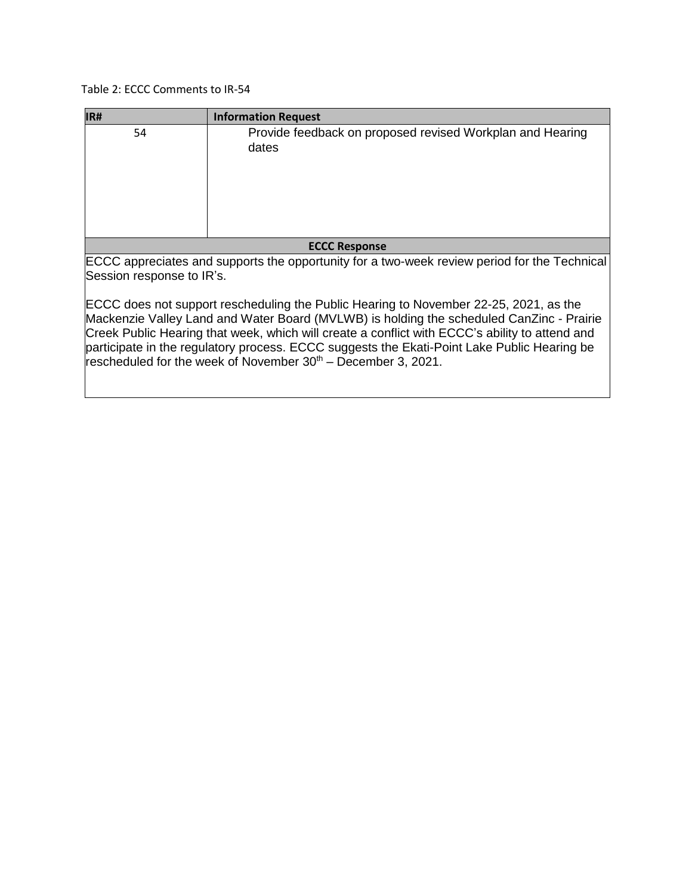Table 2: ECCC Comments to IR-54

| IR# | Information Request |
| --- | --- |
| 54 | Provide feedback on proposed revised Workplan and Hearing dates |

**ECCC Response**

ECCC appreciates and supports the opportunity for a two-week review period for the Technical Session response to IR's.

ECCC does not support rescheduling the Public Hearing to November 22-25, 2021, as the Mackenzie Valley Land and Water Board (MVLWB) is holding the scheduled CanZinc - Prairie Creek Public Hearing that week, which will create a conflict with ECCC's ability to attend and participate in the regulatory process. ECCC suggests the Ekati-Point Lake Public Hearing be rescheduled for the week of November 30th – December 3, 2021.